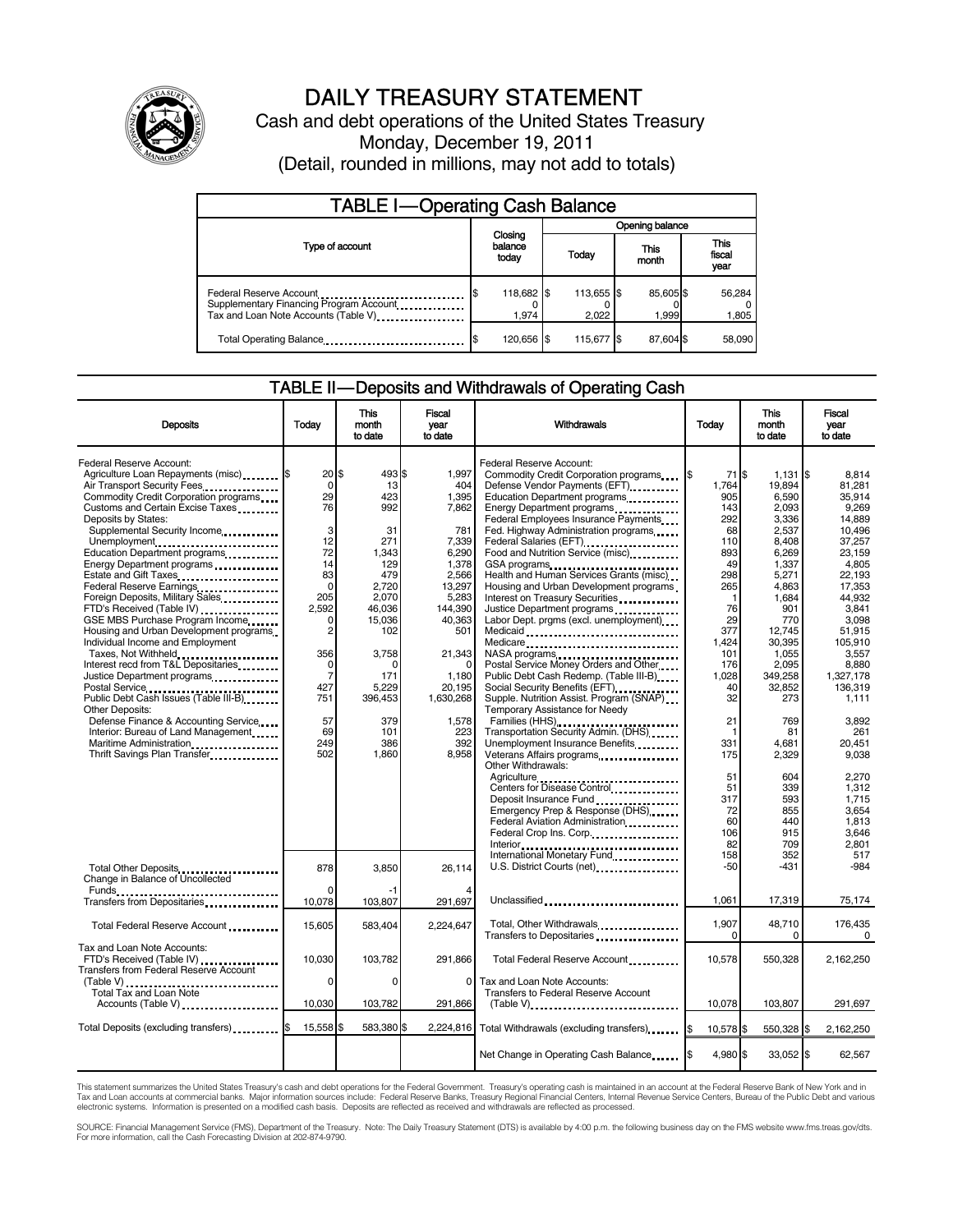# DAILY TREASURY STATEMENT

Cash and debt operations of the United States Treasury

Monday, December 19, 2011

(Detail, rounded in millions, may not add to totals)

## TABLE I—Operating Cash Balance

| Type of account | Closing balance today | Opening balance Today | Opening balance This month | Opening balance This fiscal year |
|---|---|---|---|---|
| Federal Reserve Account | $ 118,682 | $ 113,655 | $ 85,605 | $ 56,284 |
| Supplementary Financing Program Account | 0 | 0 | 0 | 0 |
| Tax and Loan Note Accounts (Table V) | 1,974 | 2,022 | 1,999 | 1,805 |
| Total Operating Balance | $ 120,656 | $ 115,677 | $ 87,604 | $ 58,090 |

## TABLE II—Deposits and Withdrawals of Operating Cash

| Deposits | Today | This month to date | Fiscal year to date |
|---|---|---|---|
| Federal Reserve Account: | | | |
| Agriculture Loan Repayments (misc) | $ 20 | $ 493 | $ 1,997 |
| Air Transport Security Fees | 0 | 13 | 404 |
| Commodity Credit Corporation programs | 29 | 423 | 1,395 |
| Customs and Certain Excise Taxes | 76 | 992 | 7,862 |
| Deposits by States: | | | |
| Supplemental Security Income | 3 | 31 | 781 |
| Unemployment | 12 | 271 | 7,339 |
| Education Department programs | 72 | 1,343 | 6,290 |
| Energy Department programs | 14 | 129 | 1,378 |
| Estate and Gift Taxes | 83 | 479 | 2,566 |
| Federal Reserve Earnings | 0 | 2,720 | 13,297 |
| Foreign Deposits, Military Sales | 205 | 2,070 | 5,283 |
| FTD's Received (Table IV) | 2,592 | 46,036 | 144,390 |
| GSE MBS Purchase Program Income | 0 | 15,036 | 40,363 |
| Housing and Urban Development programs | 2 | 102 | 501 |
| Individual Income and Employment Taxes, Not Withheld | 356 | 3,758 | 21,343 |
| Interest recd from T&L Depositaries | 0 | 0 | 0 |
| Justice Department programs | 7 | 171 | 1,180 |
| Postal Service | 427 | 5,229 | 20,195 |
| Public Debt Cash Issues (Table III-B) | 751 | 396,453 | 1,630,268 |
| Other Deposits: | | | |
| Defense Finance & Accounting Service | 57 | 379 | 1,578 |
| Interior: Bureau of Land Management | 69 | 101 | 223 |
| Maritime Administration | 249 | 386 | 392 |
| Thrift Savings Plan Transfer | 502 | 1,860 | 8,958 |
| Total Other Deposits | 878 | 3,850 | 26,114 |
| Change in Balance of Uncollected Funds | 0 | -1 | 4 |
| Transfers from Depositaries | 10,078 | 103,807 | 291,697 |
| Total Federal Reserve Account | 15,605 | 583,404 | 2,224,647 |
| Tax and Loan Note Accounts: | | | |
| FTD's Received (Table IV) | 10,030 | 103,782 | 291,866 |
| Transfers from Federal Reserve Account (Table V) | 0 | 0 | 0 |
| Total Tax and Loan Note Accounts (Table V) | 10,030 | 103,782 | 291,866 |
| Total Deposits (excluding transfers) | $ 15,558 | $ 583,380 | $ 2,224,816 |

| Withdrawals | Today | This month to date | Fiscal year to date |
|---|---|---|---|
| Federal Reserve Account: | | | |
| Commodity Credit Corporation programs | $ 71 | $ 1,131 | $ 8,814 |
| Defense Vendor Payments (EFT) | 1,764 | 19,894 | 81,281 |
| Education Department programs | 905 | 6,590 | 35,914 |
| Energy Department programs | 143 | 2,093 | 9,269 |
| Federal Employees Insurance Payments | 292 | 3,336 | 14,889 |
| Fed. Highway Administration programs | 68 | 2,537 | 10,496 |
| Federal Salaries (EFT) | 110 | 8,408 | 37,257 |
| Food and Nutrition Service (misc) | 893 | 6,269 | 23,159 |
| GSA programs | 49 | 1,337 | 4,805 |
| Health and Human Services Grants (misc) | 298 | 5,271 | 22,193 |
| Housing and Urban Development programs | 265 | 4,863 | 17,353 |
| Interest on Treasury Securities | 1 | 1,684 | 44,932 |
| Justice Department programs | 76 | 901 | 3,841 |
| Labor Dept. prgms (excl. unemployment) | 29 | 770 | 3,098 |
| Medicaid | 377 | 12,745 | 51,915 |
| Medicare | 1,424 | 30,395 | 105,910 |
| NASA programs | 101 | 1,055 | 3,557 |
| Postal Service Money Orders and Other | 176 | 2,095 | 8,880 |
| Public Debt Cash Redemp. (Table III-B) | 1,028 | 349,258 | 1,327,178 |
| Social Security Benefits (EFT) | 40 | 32,852 | 136,319 |
| Supple. Nutrition Assist. Program (SNAP) | 32 | 273 | 1,111 |
| Temporary Assistance for Needy Families (HHS) | 21 | 769 | 3,892 |
| Transportation Security Admin. (DHS) | 1 | 81 | 261 |
| Unemployment Insurance Benefits | 331 | 4,681 | 20,451 |
| Veterans Affairs programs | 175 | 2,329 | 9,038 |
| Other Withdrawals: | | | |
| Agriculture | 51 | 604 | 2,270 |
| Centers for Disease Control | 51 | 339 | 1,312 |
| Deposit Insurance Fund | 317 | 593 | 1,715 |
| Emergency Prep & Response (DHS) | 72 | 855 | 3,654 |
| Federal Aviation Administration | 60 | 440 | 1,813 |
| Federal Crop Ins. Corp. | 106 | 915 | 3,646 |
| Interior | 82 | 709 | 2,801 |
| International Monetary Fund | 158 | 352 | 517 |
| U.S. District Courts (net) | -50 | -431 | -984 |
| Unclassified | 1,061 | 17,319 | 75,174 |
| Total, Other Withdrawals | 1,907 | 48,710 | 176,435 |
| Transfers to Depositaries | 0 | 0 | 0 |
| Total Federal Reserve Account | 10,578 | 550,328 | 2,162,250 |
| Tax and Loan Note Accounts: | | | |
| Transfers to Federal Reserve Account (Table V) | 10,078 | 103,807 | 291,697 |
| Total Withdrawals (excluding transfers) | $ 10,578 | $ 550,328 | $ 2,162,250 |
| Net Change in Operating Cash Balance | $ 4,980 | $ 33,052 | $ 62,567 |

This statement summarizes the United States Treasury's cash and debt operations for the Federal Government. Treasury's operating cash is maintained in an account at the Federal Reserve Bank of New York and in Tax and Loan accounts at commercial banks. Major information sources include: Federal Reserve Banks, Treasury Regional Financial Centers, Internal Revenue Service Centers, Bureau of the Public Debt and various electronic systems. Information is presented on a modified cash basis. Deposits are reflected as received and withdrawals are reflected as processed.

SOURCE: Financial Management Service (FMS), Department of the Treasury. Note: The Daily Treasury Statement (DTS) is available by 4:00 p.m. the following business day on the FMS website www.fms.treas.gov/dts. For more information, call the Cash Forecasting Division at 202-874-9790.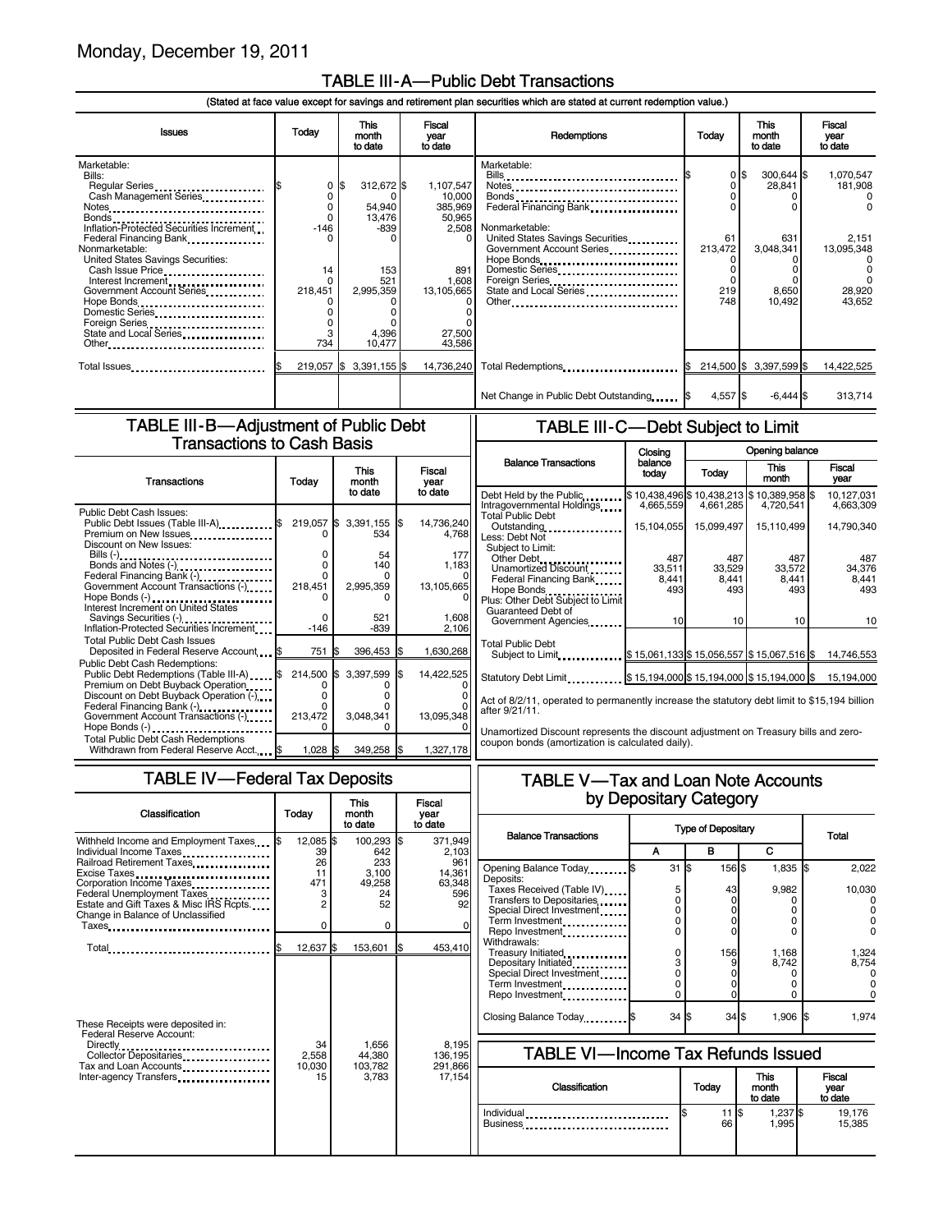Monday, December 19, 2011

## TABLE III-A—Public Debt Transactions

(Stated at face value except for savings and retirement plan securities which are stated at current redemption value.)

| Issues | Today | This month to date | Fiscal year to date |
|---|---|---|---|
| Marketable: | | | |
| Bills: | | | |
| Regular Series | $ 0 | $ 312,672 | $ 1,107,547 |
| Cash Management Series | 0 | 0 | 10,000 |
| Notes | 0 | 54,940 | 385,969 |
| Bonds | 0 | 13,476 | 50,965 |
| Inflation-Protected Securities Increment | -146 | -839 | 2,508 |
| Federal Financing Bank | 0 | 0 | 0 |
| Nonmarketable: | | | |
| United States Savings Securities: | | | |
| Cash Issue Price | 14 | 153 | 891 |
| Interest Increment | 0 | 521 | 1,608 |
| Government Account Series | 218,451 | 2,995,359 | 13,105,665 |
| Hope Bonds | 0 | 0 | 0 |
| Domestic Series | 0 | 0 | 0 |
| Foreign Series | 0 | 0 | 0 |
| State and Local Series | 3 | 4,396 | 27,500 |
| Other | 734 | 10,477 | 43,586 |
| Total Issues | $ 219,057 | $ 3,391,155 | $ 14,736,240 |

| Redemptions | Today | This month to date | Fiscal year to date |
|---|---|---|---|
| Marketable: | | | |
| Bills | $ 0 | $ 300,644 | $ 1,070,547 |
| Notes | 0 | 28,841 | 181,908 |
| Bonds | 0 | 0 | 0 |
| Federal Financing Bank | 0 | 0 | 0 |
| Nonmarketable: | | | |
| United States Savings Securities | 61 | 631 | 2,151 |
| Government Account Series | 213,472 | 3,048,341 | 13,095,348 |
| Hope Bonds | 0 | 0 | 0 |
| Domestic Series | 0 | 0 | 0 |
| Foreign Series | 0 | 0 | 0 |
| State and Local Series | 219 | 8,650 | 28,920 |
| Other | 748 | 10,492 | 43,652 |
| Total Redemptions | $ 214,500 | $ 3,397,599 | $ 14,422,525 |
| Net Change in Public Debt Outstanding | $ 4,557 | $ -6,444 | $ 313,714 |

## TABLE III-B—Adjustment of Public Debt Transactions to Cash Basis

| Transactions | Today | This month to date | Fiscal year to date |
|---|---|---|---|
| Public Debt Cash Issues: | | | |
| Public Debt Issues (Table III-A) | $ 219,057 | $ 3,391,155 | $ 14,736,240 |
| Premium on New Issues | 0 | 534 | 4,768 |
| Discount on New Issues: | | | |
| Bills (-) | 0 | 54 | 177 |
| Bonds and Notes (-) | 0 | 140 | 1,183 |
| Federal Financing Bank (-) | 0 | 0 | 0 |
| Government Account Transactions (-) | 218,451 | 2,995,359 | 13,105,665 |
| Hope Bonds (-) | 0 | 0 | 0 |
| Interest Increment on United States Savings Securities (-) | 0 | 521 | 1,608 |
| Inflation-Protected Securities Increment | -146 | -839 | 2,106 |
| Total Public Debt Cash Issues Deposited in Federal Reserve Account | $ 751 | $ 396,453 | $ 1,630,268 |
| Public Debt Cash Redemptions: | | | |
| Public Debt Redemptions (Table III-A) | $ 214,500 | $ 3,397,599 | $ 14,422,525 |
| Premium on Debt Buyback Operation | 0 | 0 | 0 |
| Discount on Debt Buyback Operation (-) | 0 | 0 | 0 |
| Federal Financing Bank (-) | 0 | 0 | 0 |
| Government Account Transactions (-) | 213,472 | 3,048,341 | 13,095,348 |
| Hope Bonds (-) | 0 | 0 | 0 |
| Total Public Debt Cash Redemptions Withdrawn from Federal Reserve Acct. | $ 1,028 | $ 349,258 | $ 1,327,178 |

## TABLE III-C—Debt Subject to Limit

| Balance Transactions | Closing balance today | Opening balance Today | Opening balance This month | Opening balance Fiscal year |
|---|---|---|---|---|
| Debt Held by the Public | $ 10,438,496 | $ 10,438,213 | $ 10,389,958 | $ 10,127,031 |
| Intragovernmental Holdings | 4,665,559 | 4,661,285 | 4,720,541 | 4,663,309 |
| Total Public Debt Outstanding | 15,104,055 | 15,099,497 | 15,110,499 | 14,790,340 |
| Less: Debt Not Subject to Limit: | | | | |
| Other Debt | 487 | 487 | 487 | 487 |
| Unamortized Discount | 33,511 | 33,529 | 33,572 | 34,376 |
| Federal Financing Bank | 8,441 | 8,441 | 8,441 | 8,441 |
| Hope Bonds | 493 | 493 | 493 | 493 |
| Plus: Other Debt Subject to Limit Guaranteed Debt of Government Agencies | 10 | 10 | 10 | 10 |
| Total Public Debt Subject to Limit | $ 15,061,133 | $ 15,056,557 | $ 15,067,516 | $ 14,746,553 |
| Statutory Debt Limit | $ 15,194,000 | $ 15,194,000 | $ 15,194,000 | $ 15,194,000 |

Act of 8/2/11, operated to permanently increase the statutory debt limit to $15,194 billion after 9/21/11.

Unamortized Discount represents the discount adjustment on Treasury bills and zero-coupon bonds (amortization is calculated daily).

## TABLE IV—Federal Tax Deposits

| Classification | Today | This month to date | Fiscal year to date |
|---|---|---|---|
| Withheld Income and Employment Taxes | $ 12,085 | $ 100,293 | $ 371,949 |
| Individual Income Taxes | 39 | 642 | 2,103 |
| Railroad Retirement Taxes | 26 | 233 | 961 |
| Excise Taxes | 11 | 3,100 | 14,361 |
| Corporation Income Taxes | 471 | 49,258 | 63,348 |
| Federal Unemployment Taxes | 3 | 24 | 596 |
| Estate and Gift Taxes & Misc IRS Rcpts. | 2 | 52 | 92 |
| Change in Balance of Unclassified Taxes | 0 | 0 | 0 |
| Total | $ 12,637 | $ 153,601 | $ 453,410 |
| These Receipts were deposited in: | | | |
| Federal Reserve Account: | | | |
| Directly | 34 | 1,656 | 8,195 |
| Collector Depositaries | 2,558 | 44,380 | 136,195 |
| Tax and Loan Accounts | 10,030 | 103,782 | 291,866 |
| Inter-agency Transfers | 15 | 3,783 | 17,154 |

## TABLE V—Tax and Loan Note Accounts by Depositary Category

| Balance Transactions | Type of Depositary A | Type of Depositary B | Type of Depositary C | Total |
|---|---|---|---|---|
| Opening Balance Today | $ 31 | $ 156 | $ 1,835 | $ 2,022 |
| Deposits: | | | | |
| Taxes Received (Table IV) | 5 | 43 | 9,982 | 10,030 |
| Transfers to Depositaries | 0 | 0 | 0 | 0 |
| Special Direct Investment | 0 | 0 | 0 | 0 |
| Term Investment | 0 | 0 | 0 | 0 |
| Repo Investment | 0 | 0 | 0 | 0 |
| Withdrawals: | | | | |
| Treasury Initiated | 0 | 156 | 1,168 | 1,324 |
| Depositary Initiated | 3 | 9 | 8,742 | 8,754 |
| Special Direct Investment | 0 | 0 | 0 | 0 |
| Term Investment | 0 | 0 | 0 | 0 |
| Repo Investment | 0 | 0 | 0 | 0 |
| Closing Balance Today | $ 34 | $ 34 | $ 1,906 | $ 1,974 |

## TABLE VI—Income Tax Refunds Issued

| Classification | Today | This month to date | Fiscal year to date |
|---|---|---|---|
| Individual | $ 11 | $ 1,237 | $ 19,176 |
| Business | 66 | 1,995 | 15,385 |